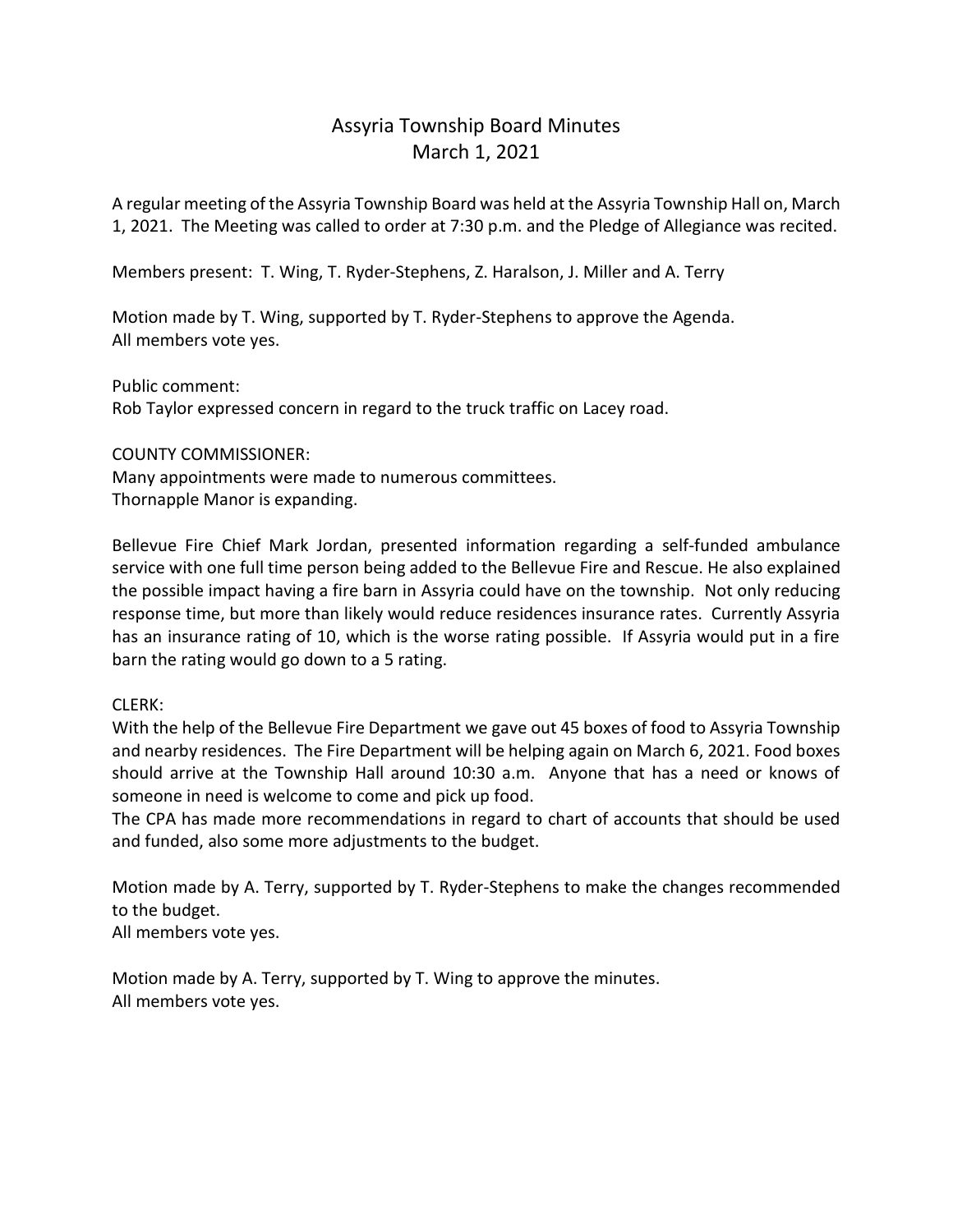# Assyria Township Board Minutes
## March 1, 2021

A regular meeting of the Assyria Township Board was held at the Assyria Township Hall on, March 1, 2021. The Meeting was called to order at 7:30 p.m. and the Pledge of Allegiance was recited.

Members present: T. Wing, T. Ryder-Stephens, Z. Haralson, J. Miller and A. Terry

Motion made by T. Wing, supported by T. Ryder-Stephens to approve the Agenda.
All members vote yes.

Public comment:
Rob Taylor expressed concern in regard to the truck traffic on Lacey road.

COUNTY COMMISSIONER:
Many appointments were made to numerous committees.
Thornapple Manor is expanding.

Bellevue Fire Chief Mark Jordan, presented information regarding a self-funded ambulance service with one full time person being added to the Bellevue Fire and Rescue. He also explained the possible impact having a fire barn in Assyria could have on the township. Not only reducing response time, but more than likely would reduce residences insurance rates. Currently Assyria has an insurance rating of 10, which is the worse rating possible. If Assyria would put in a fire barn the rating would go down to a 5 rating.

CLERK:
With the help of the Bellevue Fire Department we gave out 45 boxes of food to Assyria Township and nearby residences. The Fire Department will be helping again on March 6, 2021. Food boxes should arrive at the Township Hall around 10:30 a.m. Anyone that has a need or knows of someone in need is welcome to come and pick up food.
The CPA has made more recommendations in regard to chart of accounts that should be used and funded, also some more adjustments to the budget.

Motion made by A. Terry, supported by T. Ryder-Stephens to make the changes recommended to the budget.
All members vote yes.

Motion made by A. Terry, supported by T. Wing to approve the minutes.
All members vote yes.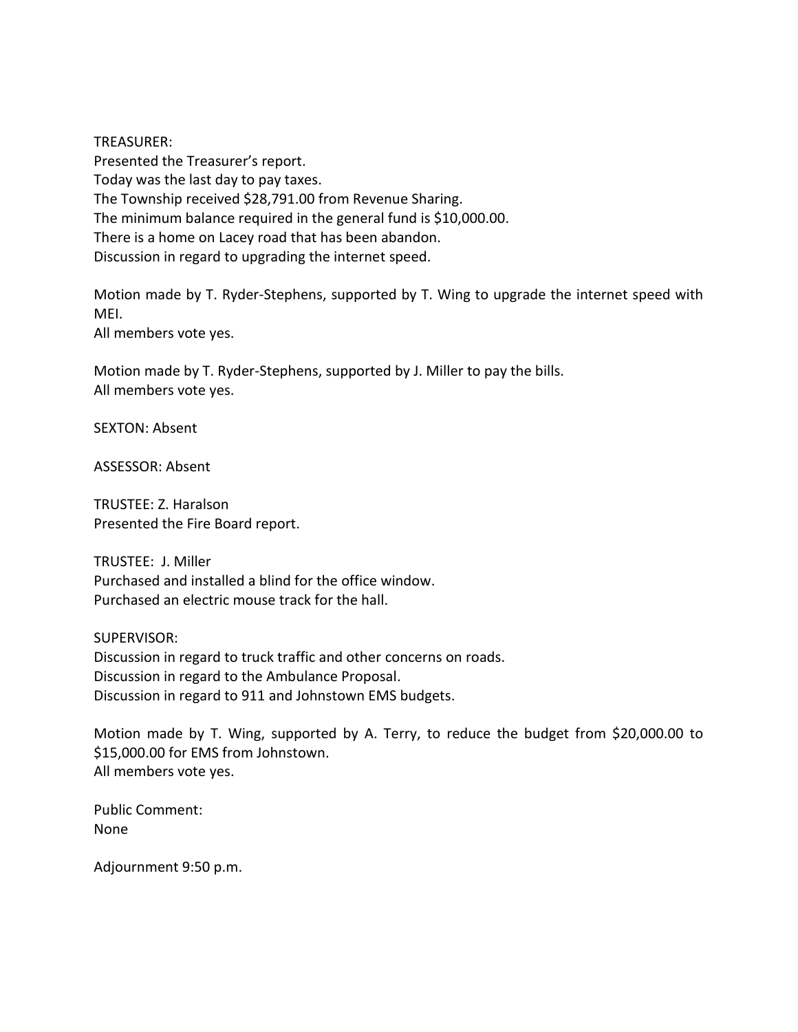TREASURER:
Presented the Treasurer's report.
Today was the last day to pay taxes.
The Township received $28,791.00 from Revenue Sharing.
The minimum balance required in the general fund is $10,000.00.
There is a home on Lacey road that has been abandon.
Discussion in regard to upgrading the internet speed.

Motion made by T. Ryder-Stephens, supported by T. Wing to upgrade the internet speed with MEI.
All members vote yes.

Motion made by T. Ryder-Stephens, supported by J. Miller to pay the bills.
All members vote yes.

SEXTON: Absent

ASSESSOR: Absent

TRUSTEE: Z. Haralson
Presented the Fire Board report.

TRUSTEE: J. Miller
Purchased and installed a blind for the office window.
Purchased an electric mouse track for the hall.

SUPERVISOR:
Discussion in regard to truck traffic and other concerns on roads.
Discussion in regard to the Ambulance Proposal.
Discussion in regard to 911 and Johnstown EMS budgets.

Motion made by T. Wing, supported by A. Terry, to reduce the budget from $20,000.00 to $15,000.00 for EMS from Johnstown.
All members vote yes.

Public Comment:
None

Adjournment 9:50 p.m.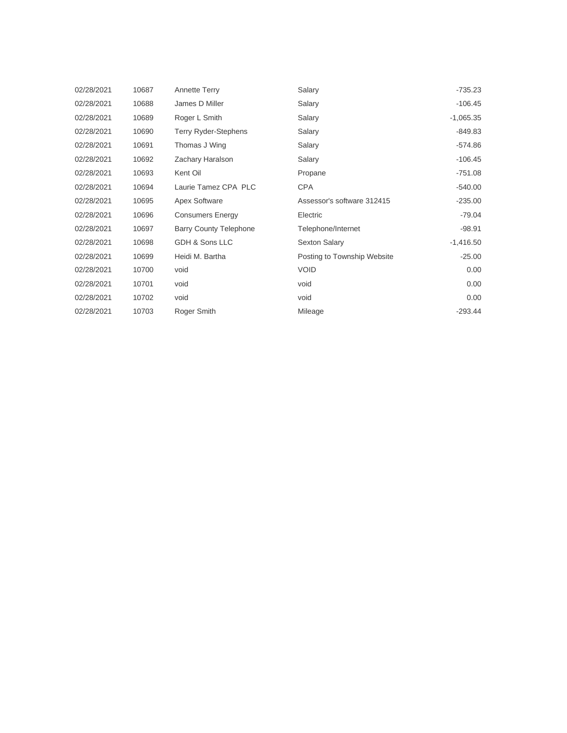| | | | | |
|---|---|---|---|---|
| 02/28/2021 | 10687 | Annette Terry | Salary | -735.23 |
| 02/28/2021 | 10688 | James D Miller | Salary | -106.45 |
| 02/28/2021 | 10689 | Roger L Smith | Salary | -1,065.35 |
| 02/28/2021 | 10690 | Terry Ryder-Stephens | Salary | -849.83 |
| 02/28/2021 | 10691 | Thomas J Wing | Salary | -574.86 |
| 02/28/2021 | 10692 | Zachary Haralson | Salary | -106.45 |
| 02/28/2021 | 10693 | Kent Oil | Propane | -751.08 |
| 02/28/2021 | 10694 | Laurie Tamez CPA PLC | CPA | -540.00 |
| 02/28/2021 | 10695 | Apex Software | Assessor's software 312415 | -235.00 |
| 02/28/2021 | 10696 | Consumers Energy | Electric | -79.04 |
| 02/28/2021 | 10697 | Barry County Telephone | Telephone/Internet | -98.91 |
| 02/28/2021 | 10698 | GDH & Sons LLC | Sexton Salary | -1,416.50 |
| 02/28/2021 | 10699 | Heidi M. Bartha | Posting to Township Website | -25.00 |
| 02/28/2021 | 10700 | void | VOID | 0.00 |
| 02/28/2021 | 10701 | void | void | 0.00 |
| 02/28/2021 | 10702 | void | void | 0.00 |
| 02/28/2021 | 10703 | Roger Smith | Mileage | -293.44 |